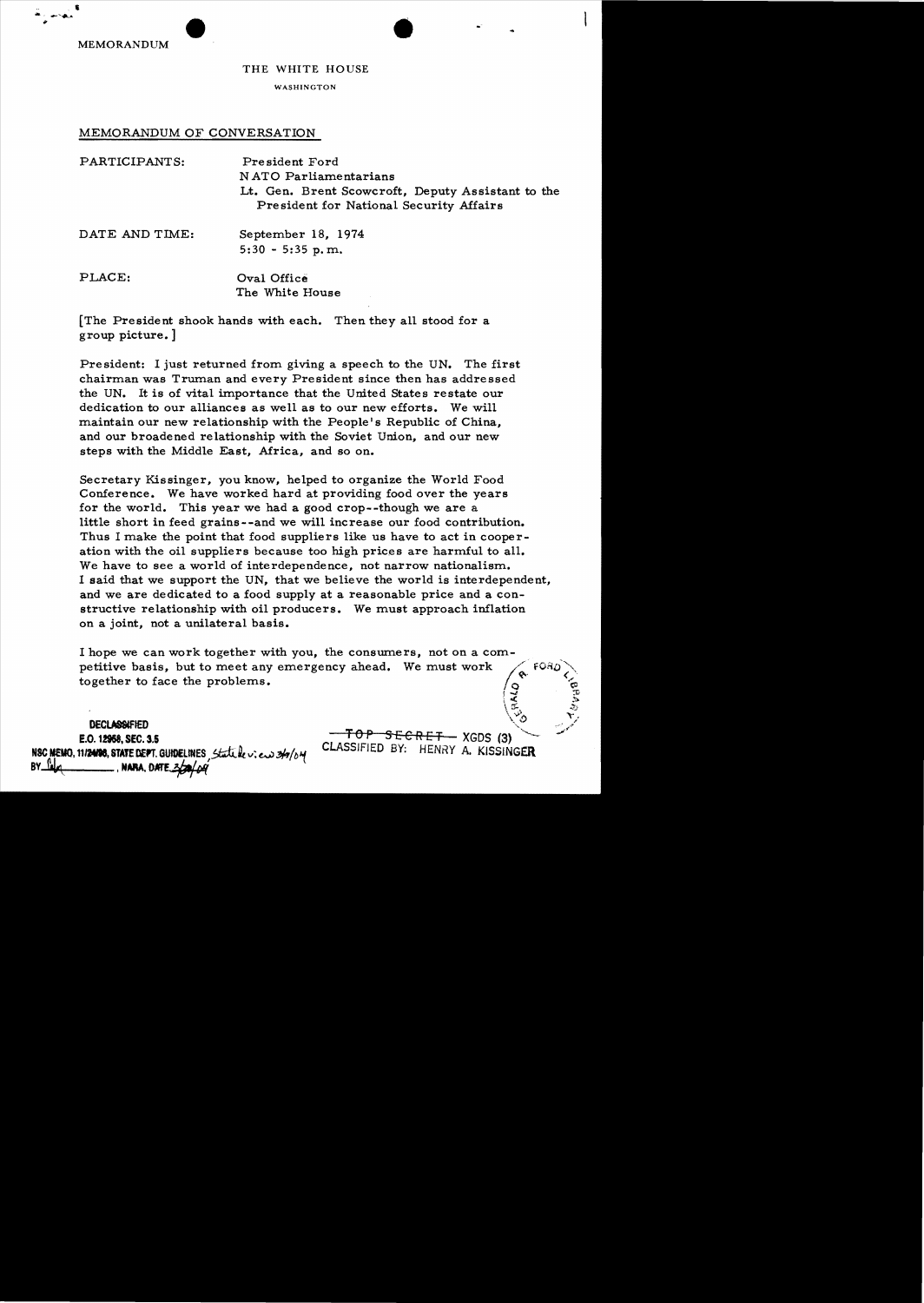MEMORANDUM

THE WHITE HOUSE

WASHINGTON

MEMORANDUM OF CONVERSATION

PARTICIPANTS: President Ford
NATO Parliamentarians
Lt. Gen. Brent Scowcroft, Deputy Assistant to the President for National Security Affairs

DATE AND TIME: September 18, 1974
5:30 - 5:35 p.m.

PLACE: Oval Office
The White House

[The President shook hands with each. Then they all stood for a group picture.]

President: I just returned from giving a speech to the UN. The first chairman was Truman and every President since then has addressed the UN. It is of vital importance that the United States restate our dedication to our alliances as well as to our new efforts. We will maintain our new relationship with the People's Republic of China, and our broadened relationship with the Soviet Union, and our new steps with the Middle East, Africa, and so on.

Secretary Kissinger, you know, helped to organize the World Food Conference. We have worked hard at providing food over the years for the world. This year we had a good crop--though we are a little short in feed grains--and we will increase our food contribution. Thus I make the point that food suppliers like us have to act in cooperation with the oil suppliers because too high prices are harmful to all. We have to see a world of interdependence, not narrow nationalism. I said that we support the UN, that we believe the world is interdependent, and we are dedicated to a food supply at a reasonable price and a constructive relationship with oil producers. We must approach inflation on a joint, not a unilateral basis.

I hope we can work together with you, the consumers, not on a competitive basis, but to meet any emergency ahead. We must work together to face the problems.

DECLASSIFIED
E.O. 12958, SEC. 3.5
NSC MEMO, 11/24/98, STATE DEPT. GUIDELINES, State Review 3/9/04
BY ___, NARA, DATE 3/30/04

~~TOP SECRET~~ XGDS (3)
CLASSIFIED BY: HENRY A. KISSINGER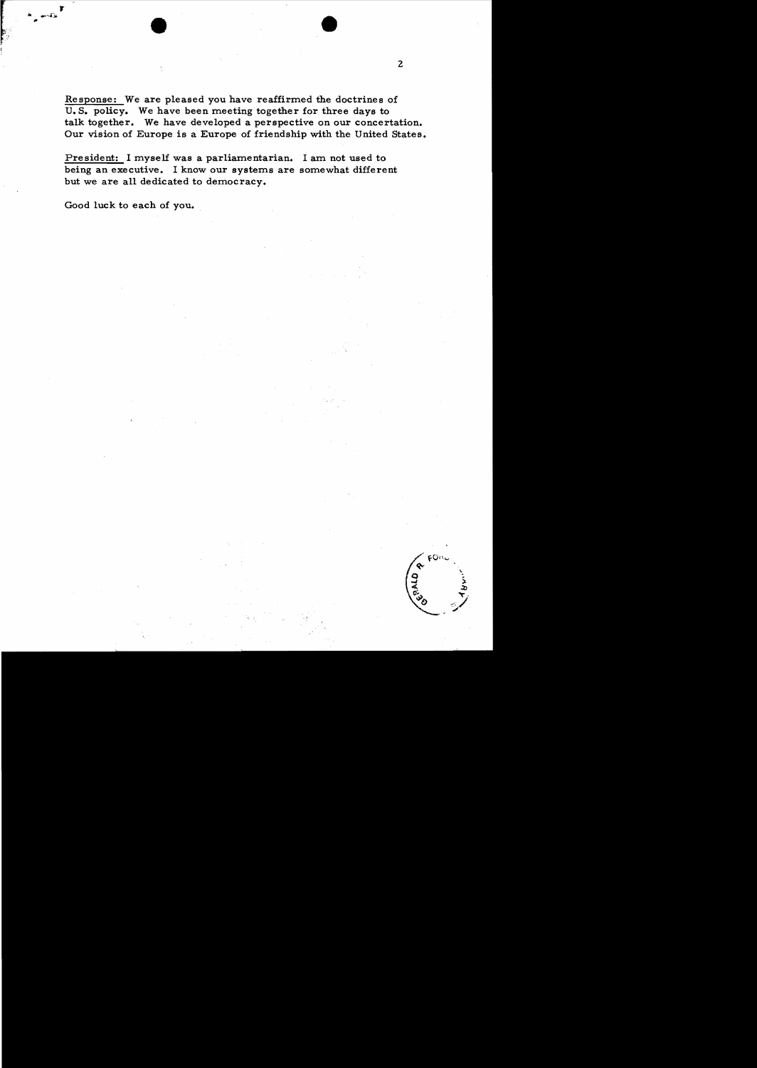Response: We are pleased you have reaffirmed the doctrines of U.S. policy. We have been meeting together for three days to talk together. We have developed a perspective on our concertation. Our vision of Europe is a Europe of friendship with the United States.

President: I myself was a parliamentarian. I am not used to being an executive. I know our systems are somewhat different but we are all dedicated to democracy.

Good luck to each of you.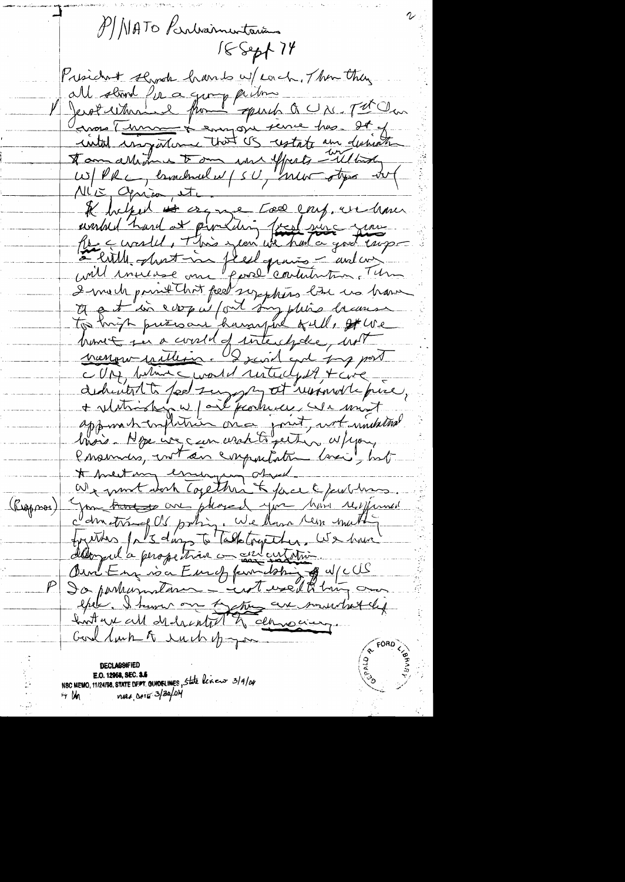P/NATO Parliamentarians

18 Sept 74

President shook hands w/ each. Then they all stood for a group picture.

P: Just returned from speech at UN. The Mrs ... & everyone since has got intensive impression that US estate are dedicated to our alliance & our war efforts – will work w/ PRC, broadened w/ SU, new steps w/ ME, Africa, etc.

I helped to organize food conf. We have worked hard at providing food since end of world. This year we had a good crop – a little short in feed grains – and we will increase our food contribution. Then I made point that feed suppliers like us have to act in cooperation/not buy plus because too high prices harmful to all. We have to see a world of interdependence, not narrow nationalism. I said and [?] part CUN, which would interdepend + are dedicated to food supply at reasonable price, + relationship w/ oil producers. We must approach inflation on a joint, not unilateral basis. Hope we can work together w/ you Economies, not an confrontation basis, but to meeting emerging ahead. We must work together to face the problems.

(Response) You have said we pleased you have reaffirmed continuing of US policy. We have been meeting together for 3 days to talk together. We have developed a perspective on ... cooperation.

Our Eur is a Europe preserved w/ US.

P: As parliamentarian – it used to bring over ... I know our systems are somewhat diff but we all dedicated to democracy. Good luck to each of you.

DECLASSIFIED
E.O. 12958, SEC. 3.5
NSC MEMO, 11/24/98, STATE DEPT. GUIDELINES, State Review 3/9/04
BY [initials] NARA, DATE 3/30/04